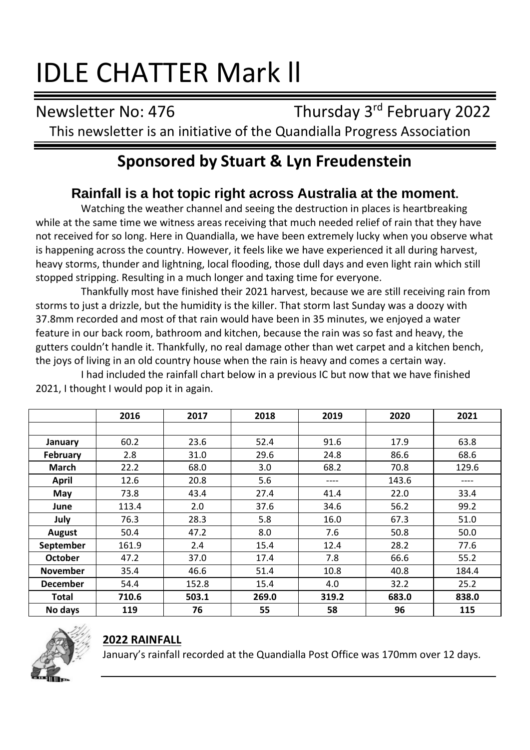# IDLE CHATTER Mark ll

Newsletter No: 476 Thursday 3rd February 2022

This newsletter is an initiative of the Quandialla Progress Association

## Sponsored by Stuart & Lyn Freudenstein

### Rainfall is a hot topic right across Australia at the moment.

Watching the weather channel and seeing the destruction in places is heartbreaking while at the same time we witness areas receiving that much needed relief of rain that they have not received for so long. Here in Quandialla, we have been extremely lucky when you observe what is happening across the country. However, it feels like we have experienced it all during harvest, heavy storms, thunder and lightning, local flooding, those dull days and even light rain which still stopped stripping. Resulting in a much longer and taxing time for everyone.

Thankfully most have finished their 2021 harvest, because we are still receiving rain from storms to just a drizzle, but the humidity is the killer. That storm last Sunday was a doozy with 37.8mm recorded and most of that rain would have been in 35 minutes, we enjoyed a water feature in our back room, bathroom and kitchen, because the rain was so fast and heavy, the gutters couldn't handle it. Thankfully, no real damage other than wet carpet and a kitchen bench, the joys of living in an old country house when the rain is heavy and comes a certain way.

I had included the rainfall chart below in a previous IC but now that we have finished 2021, I thought I would pop it in again.

| | 2016 | 2017 | 2018 | 2019 | 2020 | 2021 |
|---|---|---|---|---|---|---|
| **January** | 60.2 | 23.6 | 52.4 | 91.6 | 17.9 | 63.8 |
| **February** | 2.8 | 31.0 | 29.6 | 24.8 | 86.6 | 68.6 |
| **March** | 22.2 | 68.0 | 3.0 | 68.2 | 70.8 | 129.6 |
| **April** | 12.6 | 20.8 | 5.6 | ---- | 143.6 | ---- |
| **May** | 73.8 | 43.4 | 27.4 | 41.4 | 22.0 | 33.4 |
| **June** | 113.4 | 2.0 | 37.6 | 34.6 | 56.2 | 99.2 |
| **July** | 76.3 | 28.3 | 5.8 | 16.0 | 67.3 | 51.0 |
| **August** | 50.4 | 47.2 | 8.0 | 7.6 | 50.8 | 50.0 |
| **September** | 161.9 | 2.4 | 15.4 | 12.4 | 28.2 | 77.6 |
| **October** | 47.2 | 37.0 | 17.4 | 7.8 | 66.6 | 55.2 |
| **November** | 35.4 | 46.6 | 51.4 | 10.8 | 40.8 | 184.4 |
| **December** | 54.4 | 152.8 | 15.4 | 4.0 | 32.2 | 25.2 |
| **Total** | **710.6** | **503.1** | **269.0** | **319.2** | **683.0** | **838.0** |
| **No days** | **119** | **76** | **55** | **58** | **96** | **115** |

**2022 RAINFALL**

January's rainfall recorded at the Quandialla Post Office was 170mm over 12 days.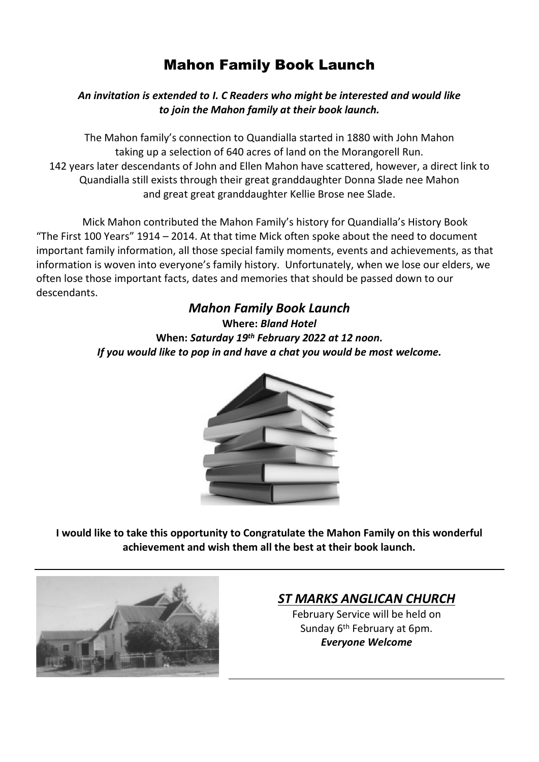# Mahon Family Book Launch

***An invitation is extended to I. C Readers who might be interested and would like to join the Mahon family at their book launch.***

The Mahon family's connection to Quandialla started in 1880 with John Mahon taking up a selection of 640 acres of land on the Morangorell Run.
142 years later descendants of John and Ellen Mahon have scattered, however, a direct link to Quandialla still exists through their great granddaughter Donna Slade nee Mahon and great great granddaughter Kellie Brose nee Slade.

Mick Mahon contributed the Mahon Family's history for Quandialla's History Book "The First 100 Years" 1914 – 2014. At that time Mick often spoke about the need to document important family information, all those special family moments, events and achievements, as that information is woven into everyone's family history. Unfortunately, when we lose our elders, we often lose those important facts, dates and memories that should be passed down to our descendants.

## *Mahon Family Book Launch*

**Where:** ***Bland Hotel***
**When:** ***Saturday 19th February 2022 at 12 noon.***
***If you would like to pop in and have a chat you would be most welcome.***

**I would like to take this opportunity to Congratulate the Mahon Family on this wonderful achievement and wish them all the best at their book launch.**

---

## *ST MARKS ANGLICAN CHURCH*

February Service will be held on Sunday 6th February at 6pm.
***Everyone Welcome***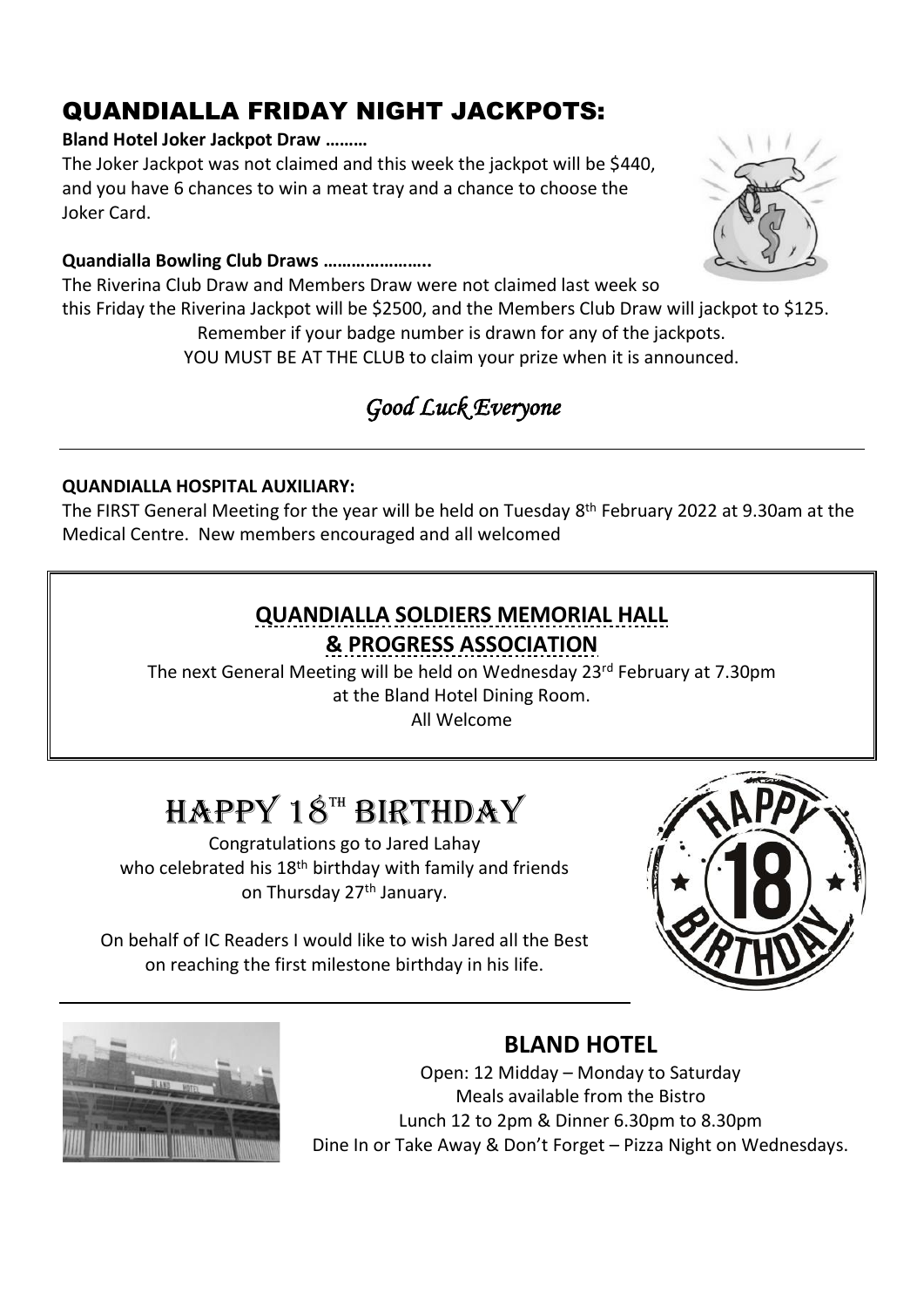# QUANDIALLA FRIDAY NIGHT JACKPOTS:

**Bland Hotel Joker Jackpot Draw ………**

The Joker Jackpot was not claimed and this week the jackpot will be $440, and you have 6 chances to win a meat tray and a chance to choose the Joker Card.

**Quandialla Bowling Club Draws …………………..**

The Riverina Club Draw and Members Draw were not claimed last week so this Friday the Riverina Jackpot will be $2500, and the Members Club Draw will jackpot to $125.

Remember if your badge number is drawn for any of the jackpots.

YOU MUST BE AT THE CLUB to claim your prize when it is announced.

*Good Luck Everyone*

---

**QUANDIALLA HOSPITAL AUXILIARY:**

The FIRST General Meeting for the year will be held on Tuesday 8th February 2022 at 9.30am at the Medical Centre. New members encouraged and all welcomed

## QUANDIALLA SOLDIERS MEMORIAL HALL & PROGRESS ASSOCIATION

The next General Meeting will be held on Wednesday 23rd February at 7.30pm at the Bland Hotel Dining Room.

All Welcome

# HAPPY 18TH BIRTHDAY

Congratulations go to Jared Lahay who celebrated his 18th birthday with family and friends on Thursday 27th January.

On behalf of IC Readers I would like to wish Jared all the Best on reaching the first milestone birthday in his life.

---

## BLAND HOTEL

Open: 12 Midday – Monday to Saturday

Meals available from the Bistro

Lunch 12 to 2pm & Dinner 6.30pm to 8.30pm

Dine In or Take Away & Don't Forget – Pizza Night on Wednesdays.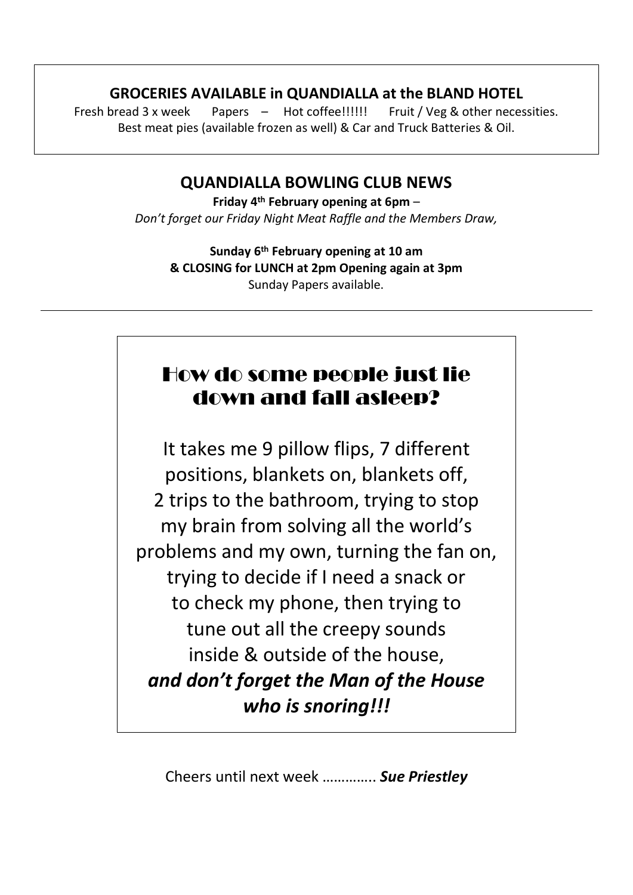**GROCERIES AVAILABLE in QUANDIALLA at the BLAND HOTEL**

Fresh bread 3 x week   Papers – Hot coffee!!!!!!   Fruit / Veg & other necessities.
Best meat pies (available frozen as well) & Car and Truck Batteries & Oil.

## QUANDIALLA BOWLING CLUB NEWS

**Friday 4th February opening at 6pm** –
*Don't forget our Friday Night Meat Raffle and the Members Draw,*

**Sunday 6th February opening at 10 am**
**& CLOSING for LUNCH at 2pm Opening again at 3pm**
Sunday Papers available.

---

## How do some people just lie down and fall asleep?

It takes me 9 pillow flips, 7 different positions, blankets on, blankets off, 2 trips to the bathroom, trying to stop my brain from solving all the world's problems and my own, turning the fan on, trying to decide if I need a snack or to check my phone, then trying to tune out all the creepy sounds inside & outside of the house, ***and don't forget the Man of the House who is snoring!!!***

Cheers until next week …………. ***Sue Priestley***